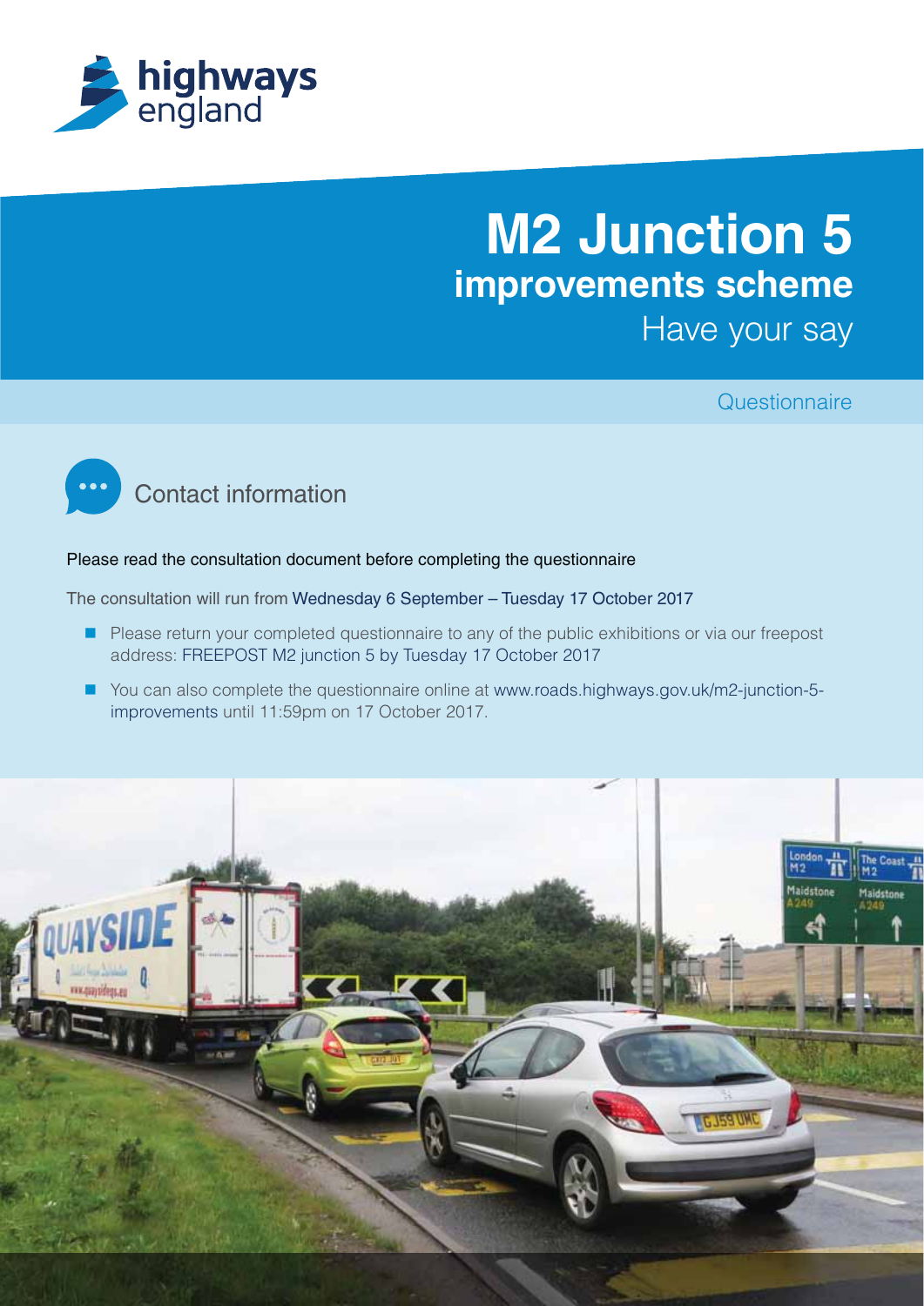highways england

# M2 Junction 5 improvements scheme

Have your say

Questionnaire

## Contact information

Please read the consultation document before completing the questionnaire

The consultation will run from Wednesday 6 September – Tuesday 17 October 2017

- Please return your completed questionnaire to any of the public exhibitions or via our freepost address: FREEPOST M2 junction 5 by Tuesday 17 October 2017
- You can also complete the questionnaire online at www.roads.highways.gov.uk/m2-junction-5-improvements until 11:59pm on 17 October 2017.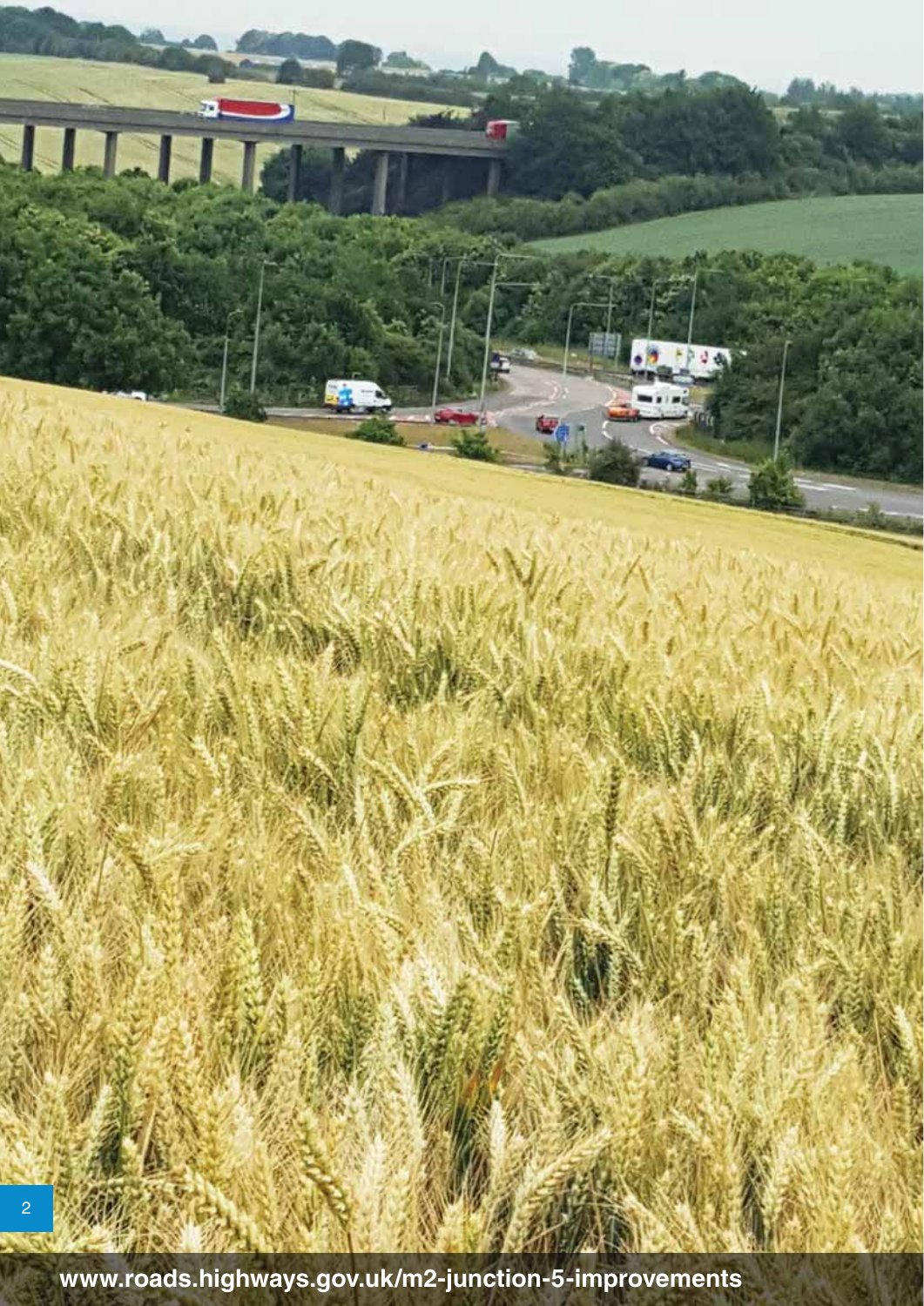www.roads.highways.gov.uk/m2-junction-5-improvements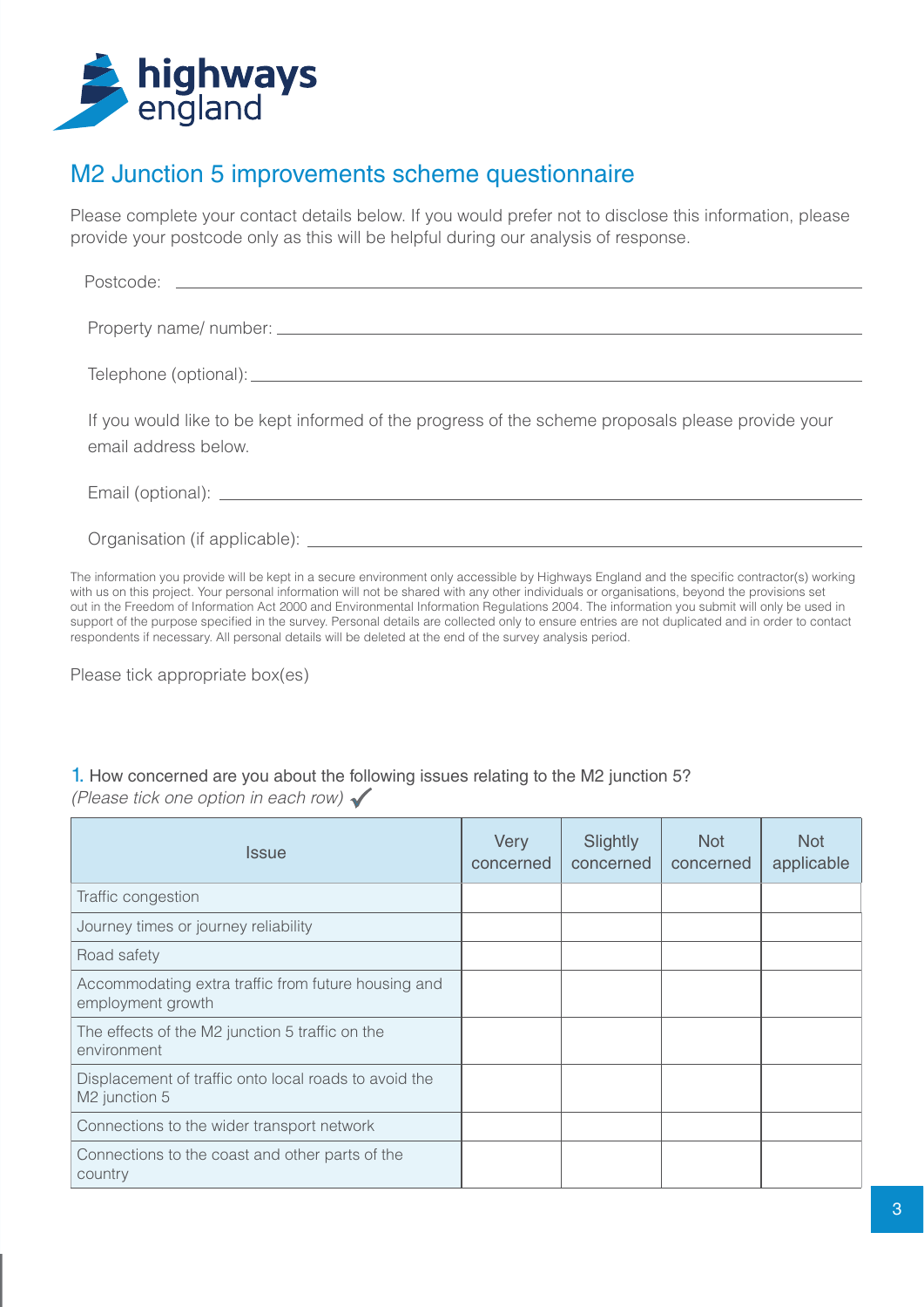# M2 Junction 5 improvements scheme questionnaire

Please complete your contact details below. If you would prefer not to disclose this information, please provide your postcode only as this will be helpful during our analysis of response.

Postcode: ______________________________

Property name/ number: ______________________________

Telephone (optional): ______________________________

If you would like to be kept informed of the progress of the scheme proposals please provide your email address below.

Email (optional): ______________________________

Organisation (if applicable): ______________________________

The information you provide will be kept in a secure environment only accessible by Highways England and the specific contractor(s) working with us on this project. Your personal information will not be shared with any other individuals or organisations, beyond the provisions set out in the Freedom of Information Act 2000 and Environmental Information Regulations 2004. The information you submit will only be used in support of the purpose specified in the survey. Personal details are collected only to ensure entries are not duplicated and in order to contact respondents if necessary. All personal details will be deleted at the end of the survey analysis period.

Please tick appropriate box(es)

**1.** How concerned are you about the following issues relating to the M2 junction 5?
*(Please tick one option in each row)* ✓

| Issue | Very concerned | Slightly concerned | Not concerned | Not applicable |
|---|---|---|---|---|
| Traffic congestion | | | | |
| Journey times or journey reliability | | | | |
| Road safety | | | | |
| Accommodating extra traffic from future housing and employment growth | | | | |
| The effects of the M2 junction 5 traffic on the environment | | | | |
| Displacement of traffic onto local roads to avoid the M2 junction 5 | | | | |
| Connections to the wider transport network | | | | |
| Connections to the coast and other parts of the country | | | | |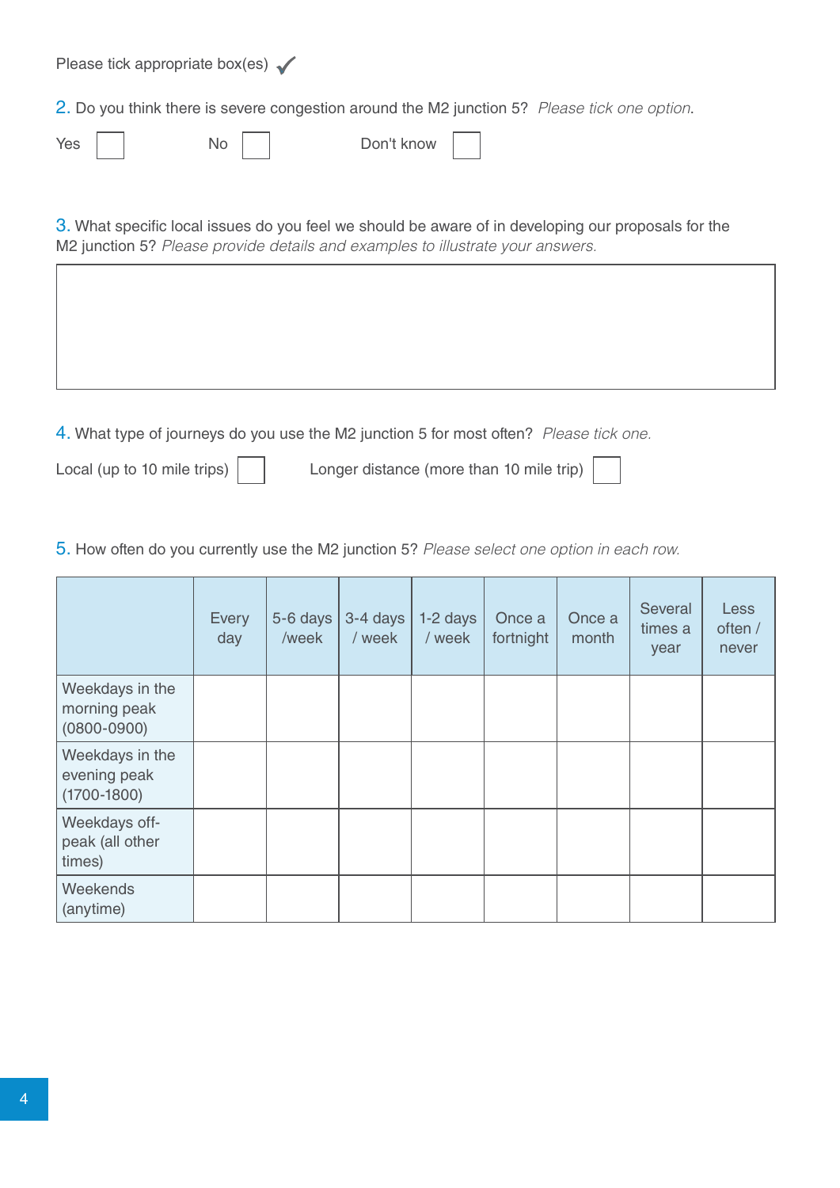Please tick appropriate box(es) ✓

2. Do you think there is severe congestion around the M2 junction 5? *Please tick one option*.

Yes ☐ No ☐ Don't know ☐

3. What specific local issues do you feel we should be aware of in developing our proposals for the M2 junction 5? *Please provide details and examples to illustrate your answers.*

| |
|---|
| |

4. What type of journeys do you use the M2 junction 5 for most often? *Please tick one.*

Local (up to 10 mile trips) ☐ Longer distance (more than 10 mile trip) ☐

5. How often do you currently use the M2 junction 5? *Please select one option in each row.*

| | Every day | 5-6 days /week | 3-4 days / week | 1-2 days / week | Once a fortnight | Once a month | Several times a year | Less often / never |
|---|---|---|---|---|---|---|---|---|
| Weekdays in the morning peak (0800-0900) | | | | | | | | |
| Weekdays in the evening peak (1700-1800) | | | | | | | | |
| Weekdays off-peak (all other times) | | | | | | | | |
| Weekends (anytime) | | | | | | | | |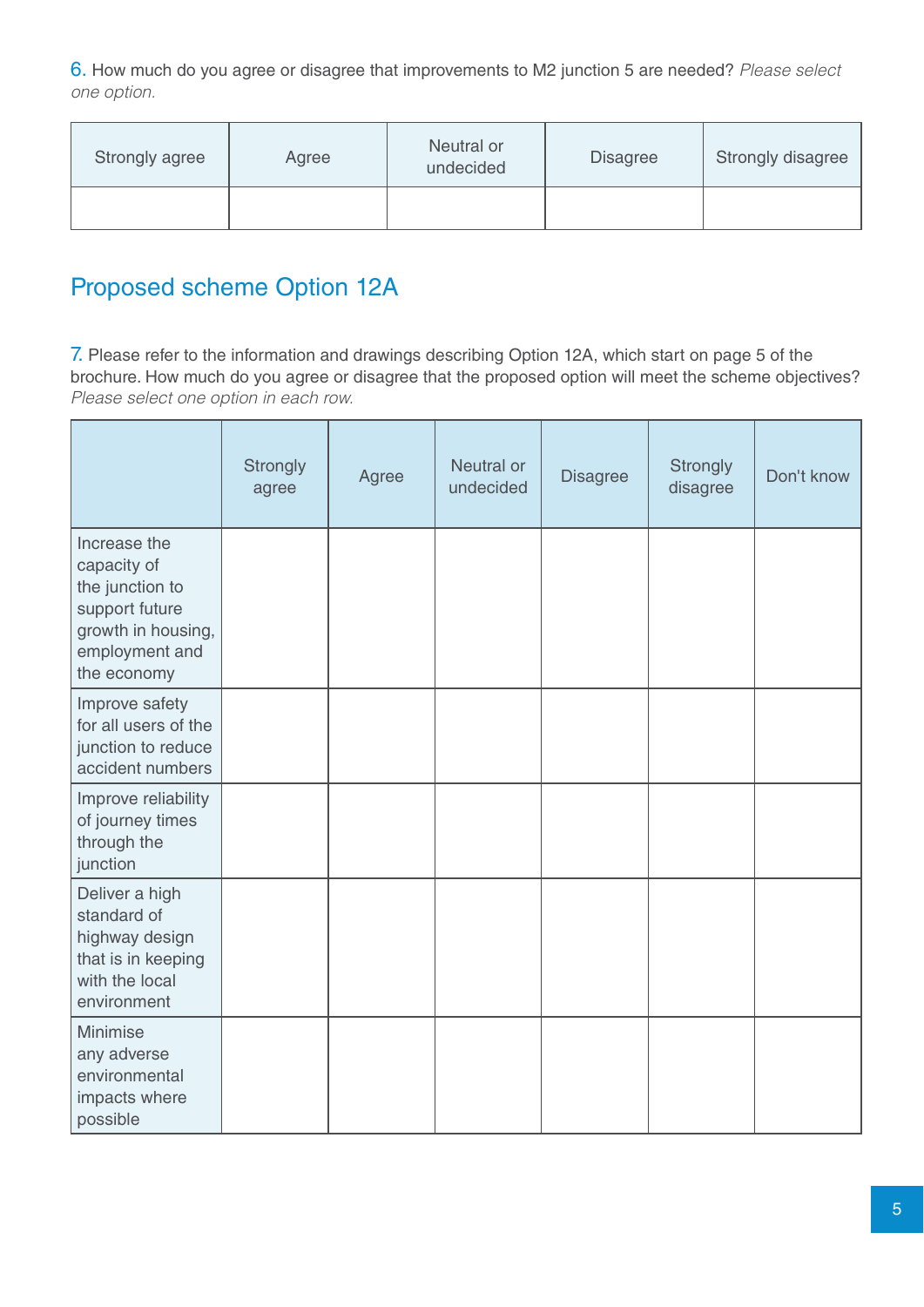6. How much do you agree or disagree that improvements to M2 junction 5 are needed? *Please select one option.*

| Strongly agree | Agree | Neutral or undecided | Disagree | Strongly disagree |
|---|---|---|---|---|
| | | | | |

## Proposed scheme Option 12A

7. Please refer to the information and drawings describing Option 12A, which start on page 5 of the brochure. How much do you agree or disagree that the proposed option will meet the scheme objectives? *Please select one option in each row.*

| | Strongly agree | Agree | Neutral or undecided | Disagree | Strongly disagree | Don't know |
|---|---|---|---|---|---|---|
| Increase the capacity of the junction to support future growth in housing, employment and the economy | | | | | | |
| Improve safety for all users of the junction to reduce accident numbers | | | | | | |
| Improve reliability of journey times through the junction | | | | | | |
| Deliver a high standard of highway design that is in keeping with the local environment | | | | | | |
| Minimise any adverse environmental impacts where possible | | | | | | |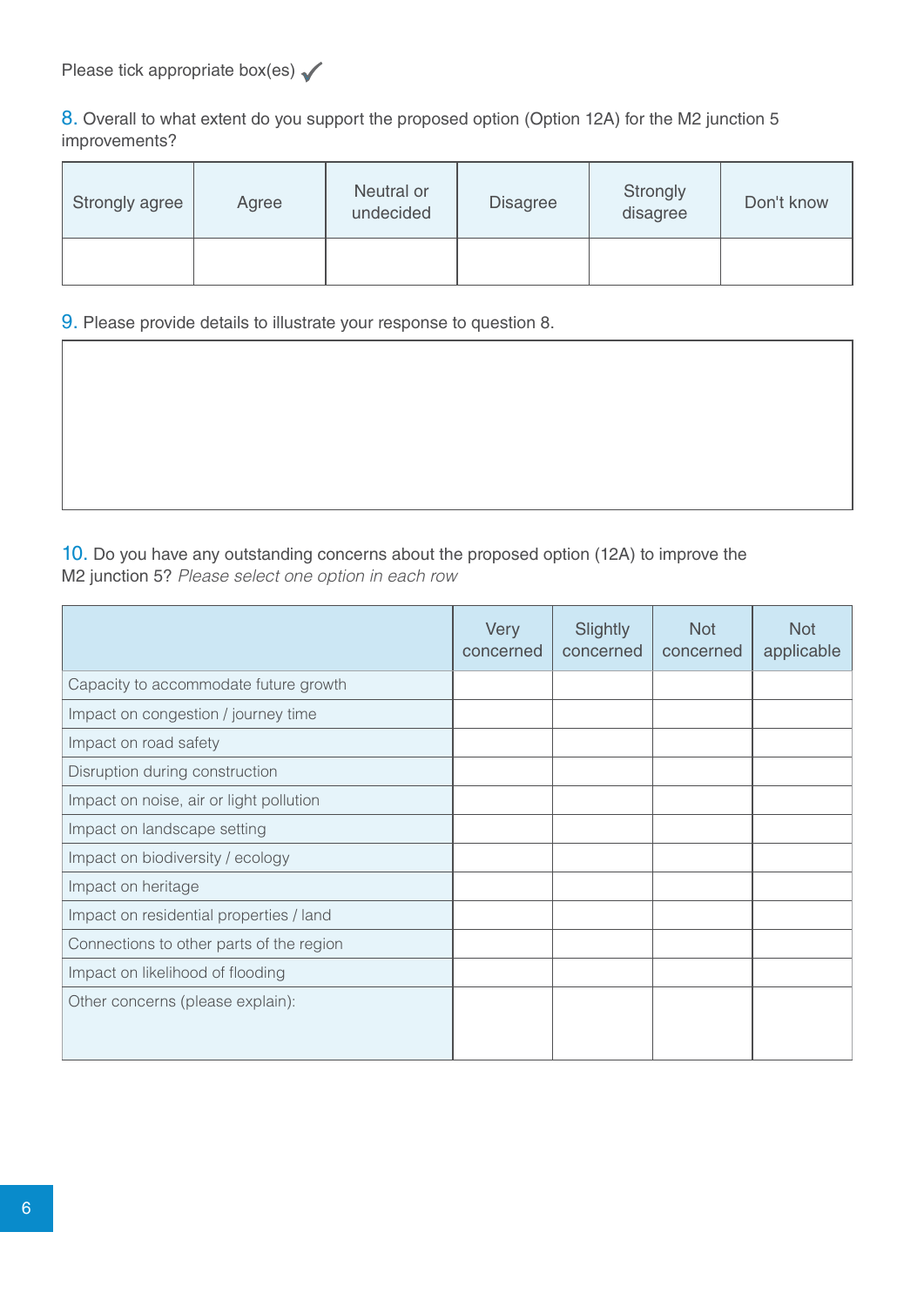Please tick appropriate box(es) ✓

8. Overall to what extent do you support the proposed option (Option 12A) for the M2 junction 5 improvements?

| Strongly agree | Agree | Neutral or undecided | Disagree | Strongly disagree | Don't know |
|---|---|---|---|---|---|
| | | | | | |

9. Please provide details to illustrate your response to question 8.

| |
|---|
| |

10. Do you have any outstanding concerns about the proposed option (12A) to improve the M2 junction 5? *Please select one option in each row*

| | Very concerned | Slightly concerned | Not concerned | Not applicable |
|---|---|---|---|---|
| Capacity to accommodate future growth | | | | |
| Impact on congestion / journey time | | | | |
| Impact on road safety | | | | |
| Disruption during construction | | | | |
| Impact on noise, air or light pollution | | | | |
| Impact on landscape setting | | | | |
| Impact on biodiversity / ecology | | | | |
| Impact on heritage | | | | |
| Impact on residential properties / land | | | | |
| Connections to other parts of the region | | | | |
| Impact on likelihood of flooding | | | | |
| Other concerns (please explain): | | | | |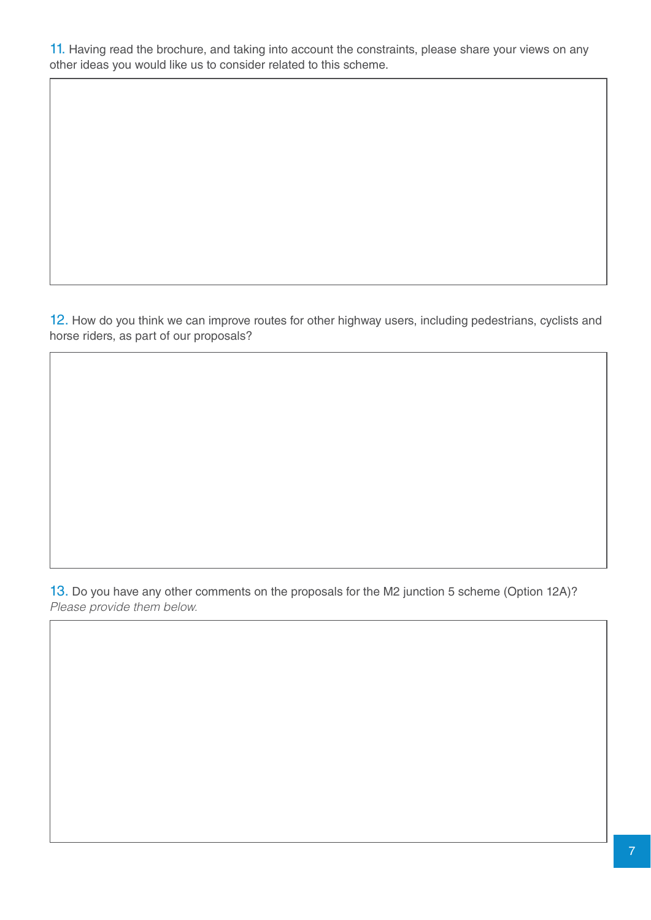11. Having read the brochure, and taking into account the constraints, please share your views on any other ideas you would like us to consider related to this scheme.

12. How do you think we can improve routes for other highway users, including pedestrians, cyclists and horse riders, as part of our proposals?

13. Do you have any other comments on the proposals for the M2 junction 5 scheme (Option 12A)? *Please provide them below.*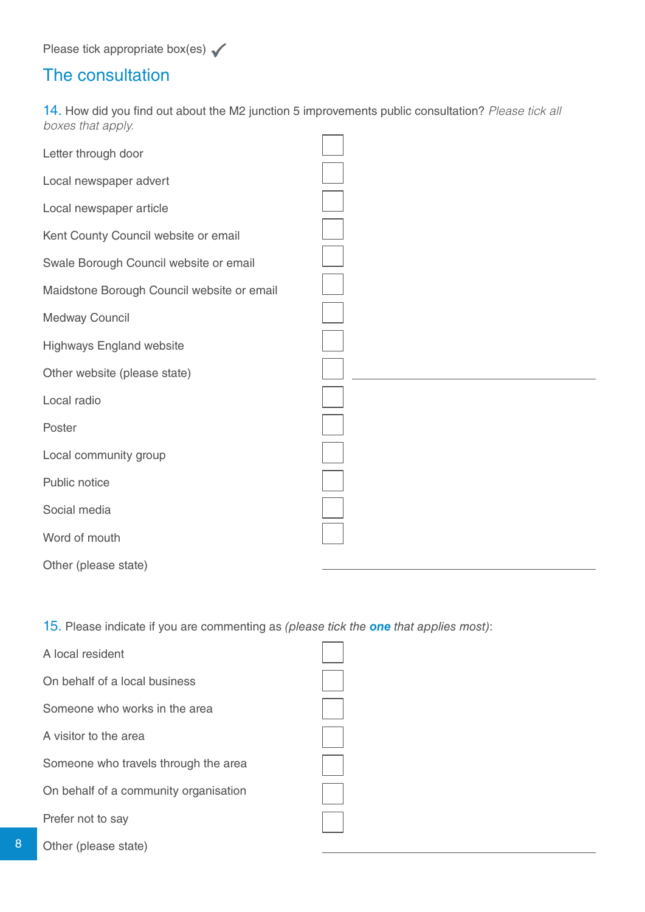Please tick appropriate box(es) ✓

## The consultation

14. How did you find out about the M2 junction 5 improvements public consultation? *Please tick all boxes that apply.*

- [ ] Letter through door
- [ ] Local newspaper advert
- [ ] Local newspaper article
- [ ] Kent County Council website or email
- [ ] Swale Borough Council website or email
- [ ] Maidstone Borough Council website or email
- [ ] Medway Council
- [ ] Highways England website
- [ ] Other website (please state) ______________________
- [ ] Local radio
- [ ] Poster
- [ ] Local community group
- [ ] Public notice
- [ ] Social media
- [ ] Word of mouth
- Other (please state) ______________________

15. Please indicate if you are commenting as *(please tick the* ***one*** *that applies most)*:

- [ ] A local resident
- [ ] On behalf of a local business
- [ ] Someone who works in the area
- [ ] A visitor to the area
- [ ] Someone who travels through the area
- [ ] On behalf of a community organisation
- [ ] Prefer not to say
- Other (please state) ______________________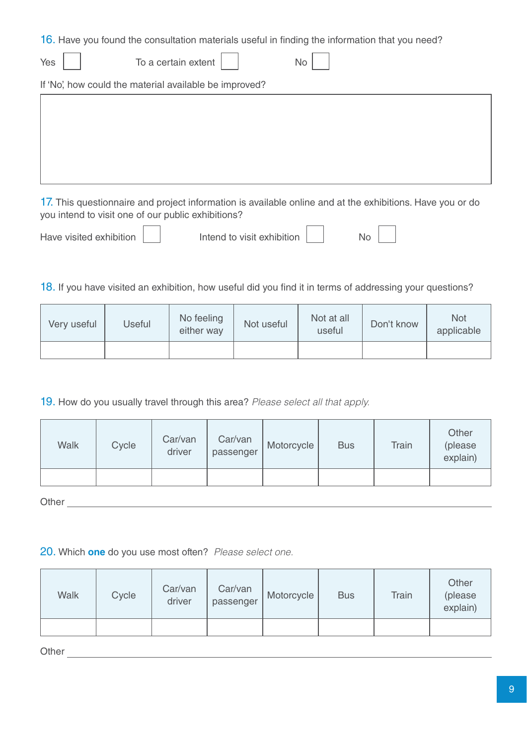16. Have you found the consultation materials useful in finding the information that you need?

Yes ☐ To a certain extent ☐ No ☐

If 'No', how could the material available be improved?

17. This questionnaire and project information is available online and at the exhibitions. Have you or do you intend to visit one of our public exhibitions?

Have visited exhibition ☐ Intend to visit exhibition ☐ No ☐

18. If you have visited an exhibition, how useful did you find it in terms of addressing your questions?

| Very useful | Useful | No feeling either way | Not useful | Not at all useful | Don't know | Not applicable |
|---|---|---|---|---|---|---|
| | | | | | | |

19. How do you usually travel through this area? *Please select all that apply.*

| Walk | Cycle | Car/van driver | Car/van passenger | Motorcycle | Bus | Train | Other (please explain) |
|---|---|---|---|---|---|---|---|
| | | | | | | | |

Other ______________________________

20. Which **one** do you use most often? *Please select one.*

| Walk | Cycle | Car/van driver | Car/van passenger | Motorcycle | Bus | Train | Other (please explain) |
|---|---|---|---|---|---|---|---|
| | | | | | | | |

Other ______________________________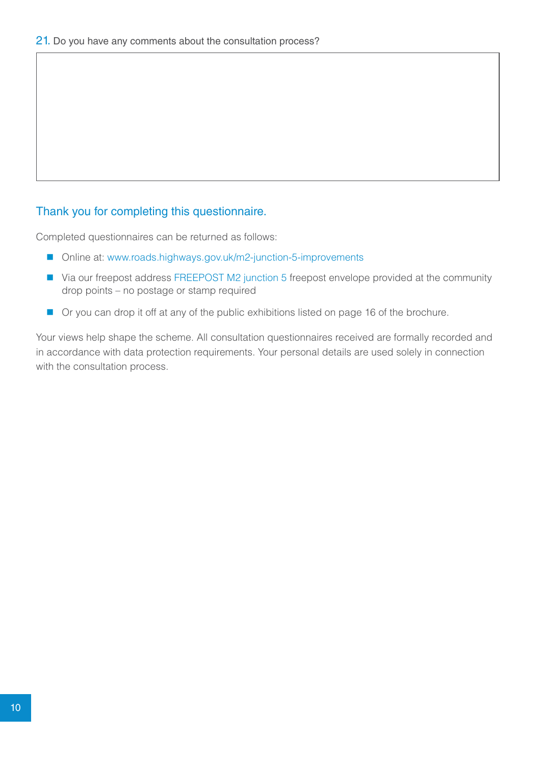21. Do you have any comments about the consultation process?

## Thank you for completing this questionnaire.

Completed questionnaires can be returned as follows:

- Online at: www.roads.highways.gov.uk/m2-junction-5-improvements
- Via our freepost address FREEPOST M2 junction 5 freepost envelope provided at the community drop points – no postage or stamp required
- Or you can drop it off at any of the public exhibitions listed on page 16 of the brochure.

Your views help shape the scheme. All consultation questionnaires received are formally recorded and in accordance with data protection requirements. Your personal details are used solely in connection with the consultation process.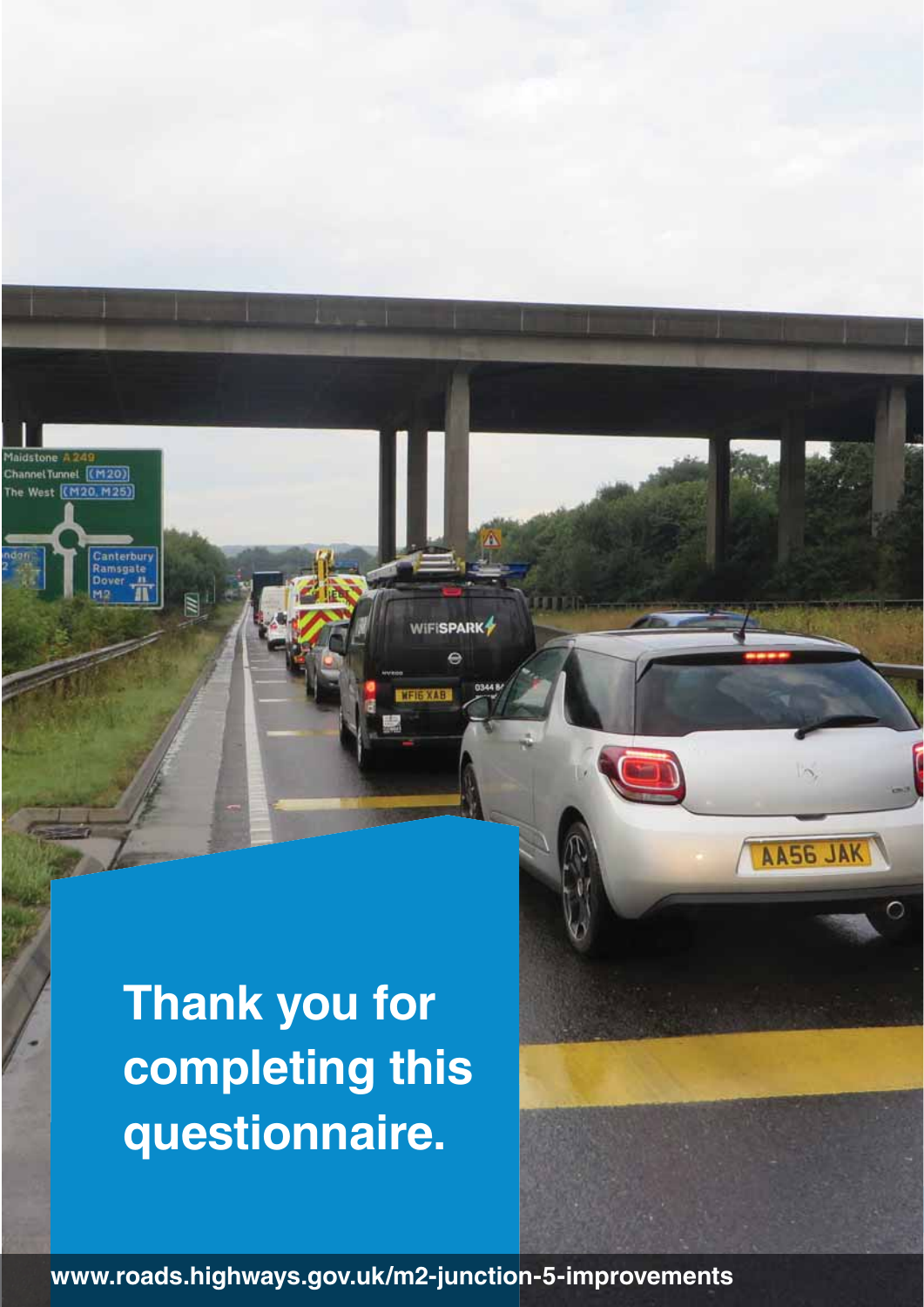# Thank you for completing this questionnaire.

www.roads.highways.gov.uk/m2-junction-5-improvements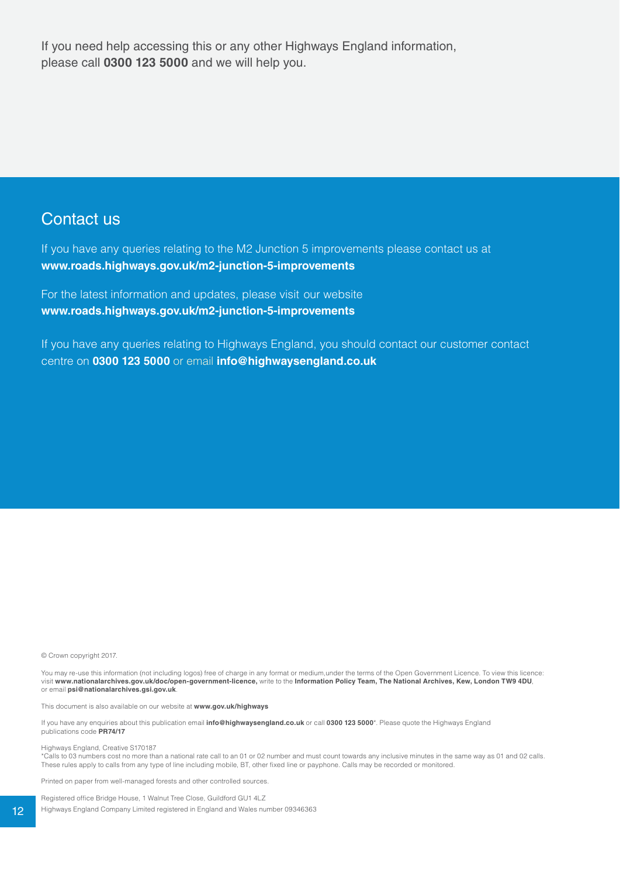If you need help accessing this or any other Highways England information, please call **0300 123 5000** and we will help you.

## Contact us

If you have any queries relating to the M2 Junction 5 improvements please contact us at **www.roads.highways.gov.uk/m2-junction-5-improvements**

For the latest information and updates, please visit our website **www.roads.highways.gov.uk/m2-junction-5-improvements**

If you have any queries relating to Highways England, you should contact our customer contact centre on **0300 123 5000** or email **info@highwaysengland.co.uk**

© Crown copyright 2017.

You may re-use this information (not including logos) free of charge in any format or medium,under the terms of the Open Government Licence. To view this licence: visit **www.nationalarchives.gov.uk/doc/open-government-licence,** write to the **Information Policy Team, The National Archives, Kew, London TW9 4DU**, or email **psi@nationalarchives.gsi.gov.uk**.

This document is also available on our website at **www.gov.uk/highways**

If you have any enquiries about this publication email **info@highwaysengland.co.uk** or call **0300 123 5000***. Please quote the Highways England publications code **PR74/17**

Highways England, Creative S170187
*Calls to 03 numbers cost no more than a national rate call to an 01 or 02 number and must count towards any inclusive minutes in the same way as 01 and 02 calls. These rules apply to calls from any type of line including mobile, BT, other fixed line or payphone. Calls may be recorded or monitored.

Printed on paper from well-managed forests and other controlled sources.

Registered office Bridge House, 1 Walnut Tree Close, Guildford GU1 4LZ
Highways England Company Limited registered in England and Wales number 09346363